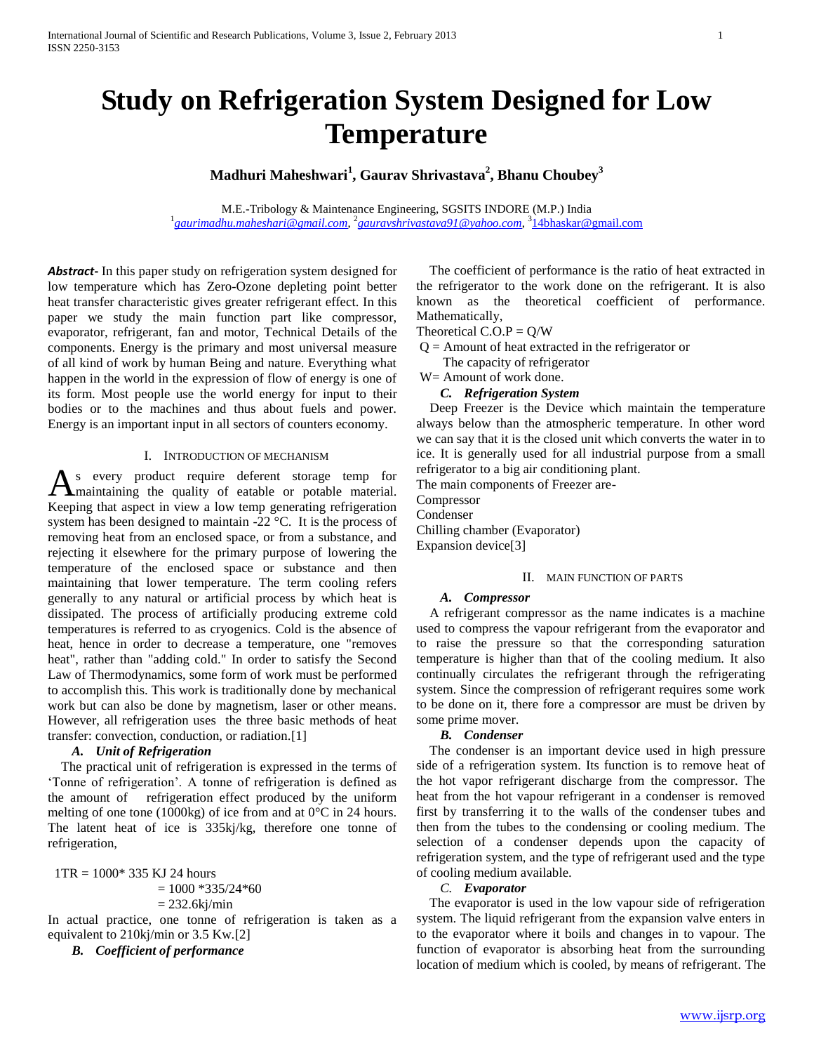# Study on Refrigeration System Designed for Low Temperature

**Madhuri Maheshwari[1], Gaurav Shrivastava[2], Bhanu Choubey[3]**

M.E.-Tribology & Maintenance Engineering, SGSITS INDORE (M.P.) India
[1]gaurimadhu.maheshari@gmail.com, [2]gauravshrivastava91@yahoo.com, [3]14bhaskar@gmail.com

***Abstract-*** In this paper study on refrigeration system designed for low temperature which has Zero-Ozone depleting point better heat transfer characteristic gives greater refrigerant effect. In this paper we study the main function part like compressor, evaporator, refrigerant, fan and motor, Technical Details of the components. Energy is the primary and most universal measure of all kind of work by human Being and nature. Everything what happen in the world in the expression of flow of energy is one of its form. Most people use the world energy for input to their bodies or to the machines and thus about fuels and power. Energy is an important input in all sectors of counters economy.

## I. Introduction of Mechanism

As every product require deferent storage temp for maintaining the quality of eatable or potable material. Keeping that aspect in view a low temp generating refrigeration system has been designed to maintain -22 °C. It is the process of removing heat from an enclosed space, or from a substance, and rejecting it elsewhere for the primary purpose of lowering the temperature of the enclosed space or substance and then maintaining that lower temperature. The term cooling refers generally to any natural or artificial process by which heat is dissipated. The process of artificially producing extreme cold temperatures is referred to as cryogenics. Cold is the absence of heat, hence in order to decrease a temperature, one "removes heat", rather than "adding cold." In order to satisfy the Second Law of Thermodynamics, some form of work must be performed to accomplish this. This work is traditionally done by mechanical work but can also be done by magnetism, laser or other means. However, all refrigeration uses the three basic methods of heat transfer: convection, conduction, or radiation.[1]

### *A. Unit of Refrigeration*

The practical unit of refrigeration is expressed in the terms of 'Tonne of refrigeration'. A tonne of refrigeration is defined as the amount of refrigeration effect produced by the uniform melting of one tone (1000kg) of ice from and at 0°C in 24 hours. The latent heat of ice is 335kj/kg, therefore one tonne of refrigeration,

1TR = 1000* 335 KJ 24 hours
= 1000 *335/24*60
= 232.6kj/min

In actual practice, one tonne of refrigeration is taken as a equivalent to 210kj/min or 3.5 Kw.[2]

### *B. Coefficient of performance*

The coefficient of performance is the ratio of heat extracted in the refrigerator to the work done on the refrigerant. It is also known as the theoretical coefficient of performance. Mathematically,

Theoretical C.O.P = Q/W

Q = Amount of heat extracted in the refrigerator or
The capacity of refrigerator

W= Amount of work done.

### *C. Refrigeration System*

Deep Freezer is the Device which maintain the temperature always below than the atmospheric temperature. In other word we can say that it is the closed unit which converts the water in to ice. It is generally used for all industrial purpose from a small refrigerator to a big air conditioning plant.

The main components of Freezer are-

Compressor
Condenser
Chilling chamber (Evaporator)
Expansion device[3]

## II. Main Function of Parts

### *A. Compressor*

A refrigerant compressor as the name indicates is a machine used to compress the vapour refrigerant from the evaporator and to raise the pressure so that the corresponding saturation temperature is higher than that of the cooling medium. It also continually circulates the refrigerant through the refrigerating system. Since the compression of refrigerant requires some work to be done on it, there fore a compressor are must be driven by some prime mover.

### *B. Condenser*

The condenser is an important device used in high pressure side of a refrigeration system. Its function is to remove heat of the hot vapor refrigerant discharge from the compressor. The heat from the hot vapour refrigerant in a condenser is removed first by transferring it to the walls of the condenser tubes and then from the tubes to the condensing or cooling medium. The selection of a condenser depends upon the capacity of refrigeration system, and the type of refrigerant used and the type of cooling medium available.

### *C. Evaporator*

The evaporator is used in the low vapour side of refrigeration system. The liquid refrigerant from the expansion valve enters in to the evaporator where it boils and changes in to vapour. The function of evaporator is absorbing heat from the surrounding location of medium which is cooled, by means of refrigerant. The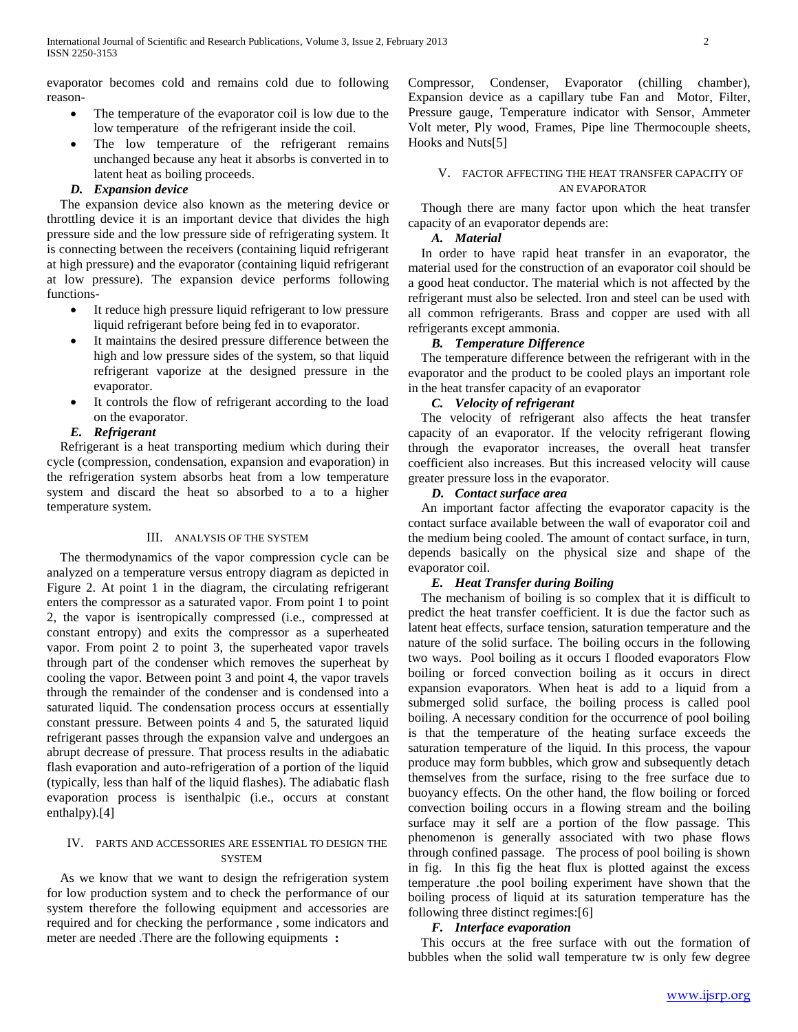evaporator becomes cold and remains cold due to following reason-

- The temperature of the evaporator coil is low due to the low temperature of the refrigerant inside the coil.
- The low temperature of the refrigerant remains unchanged because any heat it absorbs is converted in to latent heat as boiling proceeds.

### *D. Expansion device*

The expansion device also known as the metering device or throttling device it is an important device that divides the high pressure side and the low pressure side of refrigerating system. It is connecting between the receivers (containing liquid refrigerant at high pressure) and the evaporator (containing liquid refrigerant at low pressure). The expansion device performs following functions-

- It reduce high pressure liquid refrigerant to low pressure liquid refrigerant before being fed in to evaporator.
- It maintains the desired pressure difference between the high and low pressure sides of the system, so that liquid refrigerant vaporize at the designed pressure in the evaporator.
- It controls the flow of refrigerant according to the load on the evaporator.

### *E. Refrigerant*

Refrigerant is a heat transporting medium which during their cycle (compression, condensation, expansion and evaporation) in the refrigeration system absorbs heat from a low temperature system and discard the heat so absorbed to a to a higher temperature system.

## III. Analysis of the System

The thermodynamics of the vapor compression cycle can be analyzed on a temperature versus entropy diagram as depicted in Figure 2. At point 1 in the diagram, the circulating refrigerant enters the compressor as a saturated vapor. From point 1 to point 2, the vapor is isentropically compressed (i.e., compressed at constant entropy) and exits the compressor as a superheated vapor. From point 2 to point 3, the superheated vapor travels through part of the condenser which removes the superheat by cooling the vapor. Between point 3 and point 4, the vapor travels through the remainder of the condenser and is condensed into a saturated liquid. The condensation process occurs at essentially constant pressure. Between points 4 and 5, the saturated liquid refrigerant passes through the expansion valve and undergoes an abrupt decrease of pressure. That process results in the adiabatic flash evaporation and auto-refrigeration of a portion of the liquid (typically, less than half of the liquid flashes). The adiabatic flash evaporation process is isenthalpic (i.e., occurs at constant enthalpy).[4]

## IV. Parts and Accessories are Essential to Design the System

As we know that we want to design the refrigeration system for low production system and to check the performance of our system therefore the following equipment and accessories are required and for checking the performance , some indicators and meter are needed .There are the following equipments **:**

Compressor, Condenser, Evaporator (chilling chamber), Expansion device as a capillary tube Fan and Motor, Filter, Pressure gauge, Temperature indicator with Sensor, Ammeter Volt meter, Ply wood, Frames, Pipe line Thermocouple sheets, Hooks and Nuts[5]

## V. Factor Affecting the Heat Transfer Capacity of an Evaporator

Though there are many factor upon which the heat transfer capacity of an evaporator depends are:

### *A. Material*

In order to have rapid heat transfer in an evaporator, the material used for the construction of an evaporator coil should be a good heat conductor. The material which is not affected by the refrigerant must also be selected. Iron and steel can be used with all common refrigerants. Brass and copper are used with all refrigerants except ammonia.

### *B. Temperature Difference*

The temperature difference between the refrigerant with in the evaporator and the product to be cooled plays an important role in the heat transfer capacity of an evaporator

### *C. Velocity of refrigerant*

The velocity of refrigerant also affects the heat transfer capacity of an evaporator. If the velocity refrigerant flowing through the evaporator increases, the overall heat transfer coefficient also increases. But this increased velocity will cause greater pressure loss in the evaporator.

### *D. Contact surface area*

An important factor affecting the evaporator capacity is the contact surface available between the wall of evaporator coil and the medium being cooled. The amount of contact surface, in turn, depends basically on the physical size and shape of the evaporator coil.

### *E. Heat Transfer during Boiling*

The mechanism of boiling is so complex that it is difficult to predict the heat transfer coefficient. It is due the factor such as latent heat effects, surface tension, saturation temperature and the nature of the solid surface. The boiling occurs in the following two ways. Pool boiling as it occurs I flooded evaporators Flow boiling or forced convection boiling as it occurs in direct expansion evaporators. When heat is add to a liquid from a submerged solid surface, the boiling process is called pool boiling. A necessary condition for the occurrence of pool boiling is that the temperature of the heating surface exceeds the saturation temperature of the liquid. In this process, the vapour produce may form bubbles, which grow and subsequently detach themselves from the surface, rising to the free surface due to buoyancy effects. On the other hand, the flow boiling or forced convection boiling occurs in a flowing stream and the boiling surface may it self are a portion of the flow passage. This phenomenon is generally associated with two phase flows through confined passage. The process of pool boiling is shown in fig. In this fig the heat flux is plotted against the excess temperature .the pool boiling experiment have shown that the boiling process of liquid at its saturation temperature has the following three distinct regimes:[6]

### *F. Interface evaporation*

This occurs at the free surface with out the formation of bubbles when the solid wall temperature tw is only few degree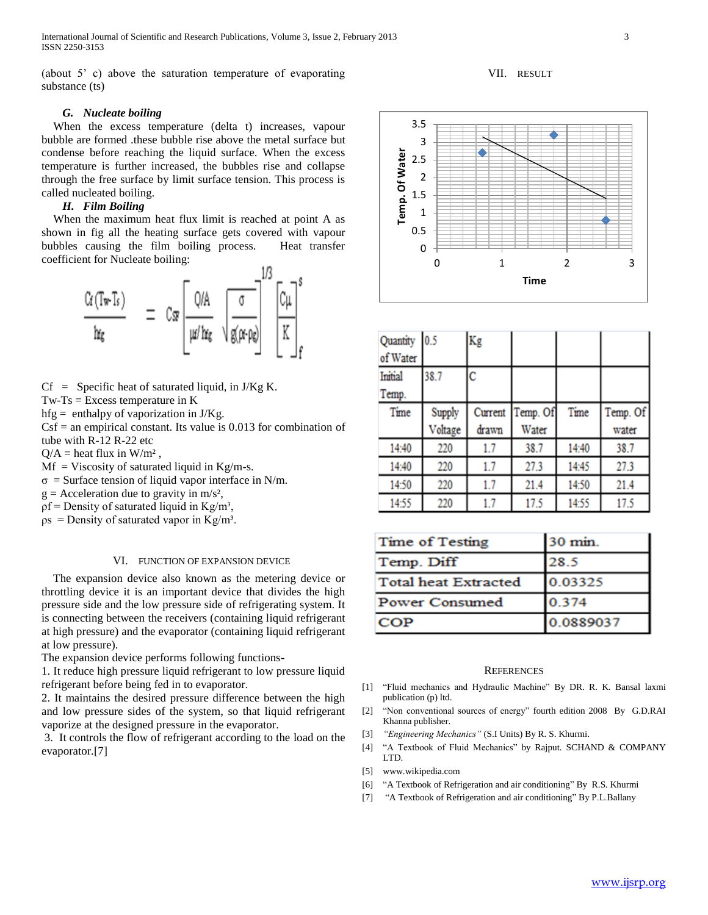(about 5' c) above the saturation temperature of evaporating substance (ts)

### *G. Nucleate boiling*

When the excess temperature (delta t) increases, vapour bubble are formed .these bubble rise above the metal surface but condense before reaching the liquid surface. When the excess temperature is further increased, the bubbles rise and collapse through the free surface by limit surface tension. This process is called nucleated boiling.

### *H. Film Boiling*

When the maximum heat flux limit is reached at point A as shown in fig all the heating surface gets covered with vapour bubbles causing the film boiling process. Heat transfer coefficient for Nucleate boiling:

$$\frac{C_f\,(T_w - T_s)}{h_{fg}} = C_{sf}\left[\frac{Q/A}{\mu_f\, h_{fg}}\sqrt{\frac{\sigma}{g(\rho_f - \rho_g)}}\right]^{1/3}\left[\frac{C\mu}{K}\right]_f^{s}$$

Cf = Specific heat of saturated liquid, in J/Kg K.
Tw-Ts = Excess temperature in K
hfg = enthalpy of vaporization in J/Kg.
Csf = an empirical constant. Its value is 0.013 for combination of tube with R-12 R-22 etc
Q/A = heat flux in W/m² ,
Mf = Viscosity of saturated liquid in Kg/m-s.
σ = Surface tension of liquid vapor interface in N/m.
g = Acceleration due to gravity in m/s²,
ρf = Density of saturated liquid in Kg/m³,
ρs = Density of saturated vapor in Kg/m³.

## VI. FUNCTION OF EXPANSION DEVICE

The expansion device also known as the metering device or throttling device it is an important device that divides the high pressure side and the low pressure side of refrigerating system. It is connecting between the receivers (containing liquid refrigerant at high pressure) and the evaporator (containing liquid refrigerant at low pressure).

The expansion device performs following functions-

1. It reduce high pressure liquid refrigerant to low pressure liquid refrigerant before being fed in to evaporator.
2. It maintains the desired pressure difference between the high and low pressure sides of the system, so that liquid refrigerant vaporize at the designed pressure in the evaporator.
3. It controls the flow of refrigerant according to the load on the evaporator.[7]

## VII. RESULT

Temp. Of Water
3.5
3
2.5
2
1.5
1
0.5
0
0 1 2 3
Time

| | | | | | |
|---|---|---|---|---|---|
| Quantity of Water | 0.5 | Kg | | | |
| Initial Temp. | 38.7 | C | | | |
| Time | Supply Voltage | Current drawn | Temp. Of Water | Time | Temp. Of water |
| 14:40 | 220 | 1.7 | 38.7 | 14:40 | 38.7 |
| 14:40 | 220 | 1.7 | 27.3 | 14:45 | 27.3 |
| 14:50 | 220 | 1.7 | 21.4 | 14:50 | 21.4 |
| 14:55 | 220 | 1.7 | 17.5 | 14:55 | 17.5 |

| | |
|---|---|
| Time of Testing | 30 min. |
| Temp. Diff | 28.5 |
| Total heat Extracted | 0.03325 |
| Power Consumed | 0.374 |
| COP | 0.0889037 |

## REFERENCES

[1] "Fluid mechanics and Hydraulic Machine" By DR. R. K. Bansal laxmi publication (p) ltd.

[2] "Non conventional sources of energy" fourth edition 2008 By G.D.RAI Khanna publisher.

[3] *"Engineering Mechanics"* (S.I Units) By R. S. Khurmi.

[4] "A Textbook of Fluid Mechanics" by Rajput. SCHAND & COMPANY LTD.

[5] www.wikipedia.com

[6] "A Textbook of Refrigeration and air conditioning" By R.S. Khurmi

[7] "A Textbook of Refrigeration and air conditioning" By P.L.Ballany